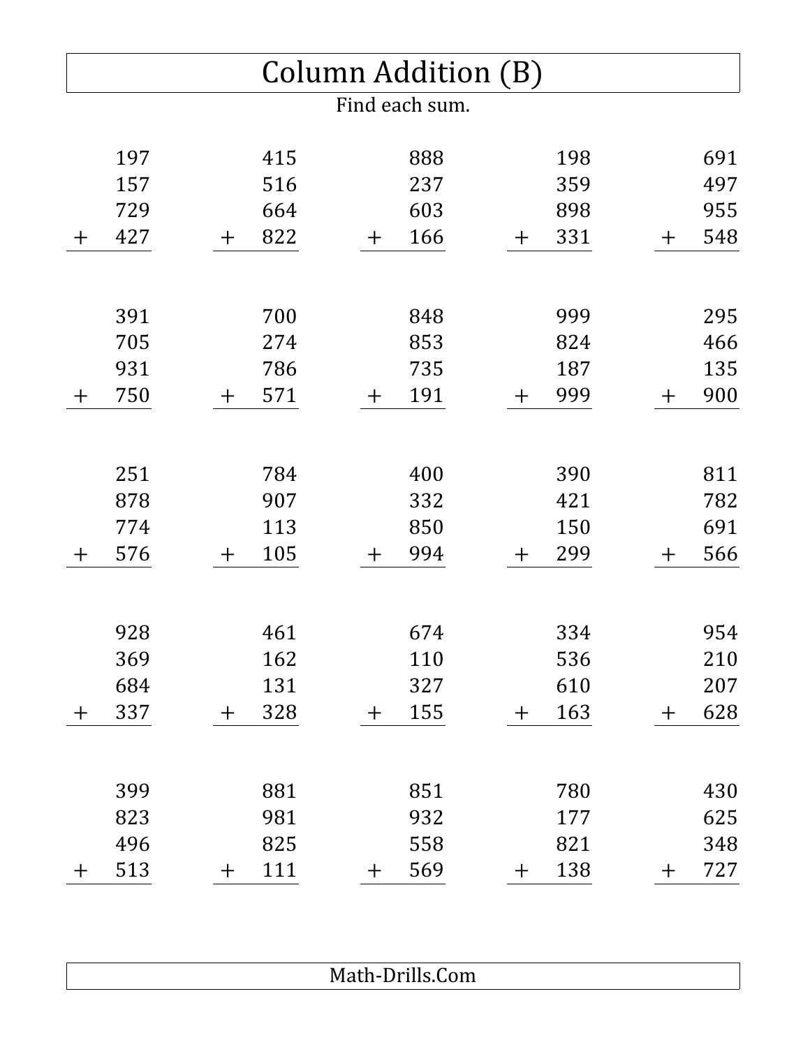# Column Addition (B)

Find each sum.

$$\begin{array}{r} 197 \\ 157 \\ 729 \\ +\ 427 \\ \hline \end{array} \qquad \begin{array}{r} 415 \\ 516 \\ 664 \\ +\ 822 \\ \hline \end{array} \qquad \begin{array}{r} 888 \\ 237 \\ 603 \\ +\ 166 \\ \hline \end{array} \qquad \begin{array}{r} 198 \\ 359 \\ 898 \\ +\ 331 \\ \hline \end{array} \qquad \begin{array}{r} 691 \\ 497 \\ 955 \\ +\ 548 \\ \hline \end{array}$$

$$\begin{array}{r} 391 \\ 705 \\ 931 \\ +\ 750 \\ \hline \end{array} \qquad \begin{array}{r} 700 \\ 274 \\ 786 \\ +\ 571 \\ \hline \end{array} \qquad \begin{array}{r} 848 \\ 853 \\ 735 \\ +\ 191 \\ \hline \end{array} \qquad \begin{array}{r} 999 \\ 824 \\ 187 \\ +\ 999 \\ \hline \end{array} \qquad \begin{array}{r} 295 \\ 466 \\ 135 \\ +\ 900 \\ \hline \end{array}$$

$$\begin{array}{r} 251 \\ 878 \\ 774 \\ +\ 576 \\ \hline \end{array} \qquad \begin{array}{r} 784 \\ 907 \\ 113 \\ +\ 105 \\ \hline \end{array} \qquad \begin{array}{r} 400 \\ 332 \\ 850 \\ +\ 994 \\ \hline \end{array} \qquad \begin{array}{r} 390 \\ 421 \\ 150 \\ +\ 299 \\ \hline \end{array} \qquad \begin{array}{r} 811 \\ 782 \\ 691 \\ +\ 566 \\ \hline \end{array}$$

$$\begin{array}{r} 928 \\ 369 \\ 684 \\ +\ 337 \\ \hline \end{array} \qquad \begin{array}{r} 461 \\ 162 \\ 131 \\ +\ 328 \\ \hline \end{array} \qquad \begin{array}{r} 674 \\ 110 \\ 327 \\ +\ 155 \\ \hline \end{array} \qquad \begin{array}{r} 334 \\ 536 \\ 610 \\ +\ 163 \\ \hline \end{array} \qquad \begin{array}{r} 954 \\ 210 \\ 207 \\ +\ 628 \\ \hline \end{array}$$

$$\begin{array}{r} 399 \\ 823 \\ 496 \\ +\ 513 \\ \hline \end{array} \qquad \begin{array}{r} 881 \\ 981 \\ 825 \\ +\ 111 \\ \hline \end{array} \qquad \begin{array}{r} 851 \\ 932 \\ 558 \\ +\ 569 \\ \hline \end{array} \qquad \begin{array}{r} 780 \\ 177 \\ 821 \\ +\ 138 \\ \hline \end{array} \qquad \begin{array}{r} 430 \\ 625 \\ 348 \\ +\ 727 \\ \hline \end{array}$$

Math-Drills.Com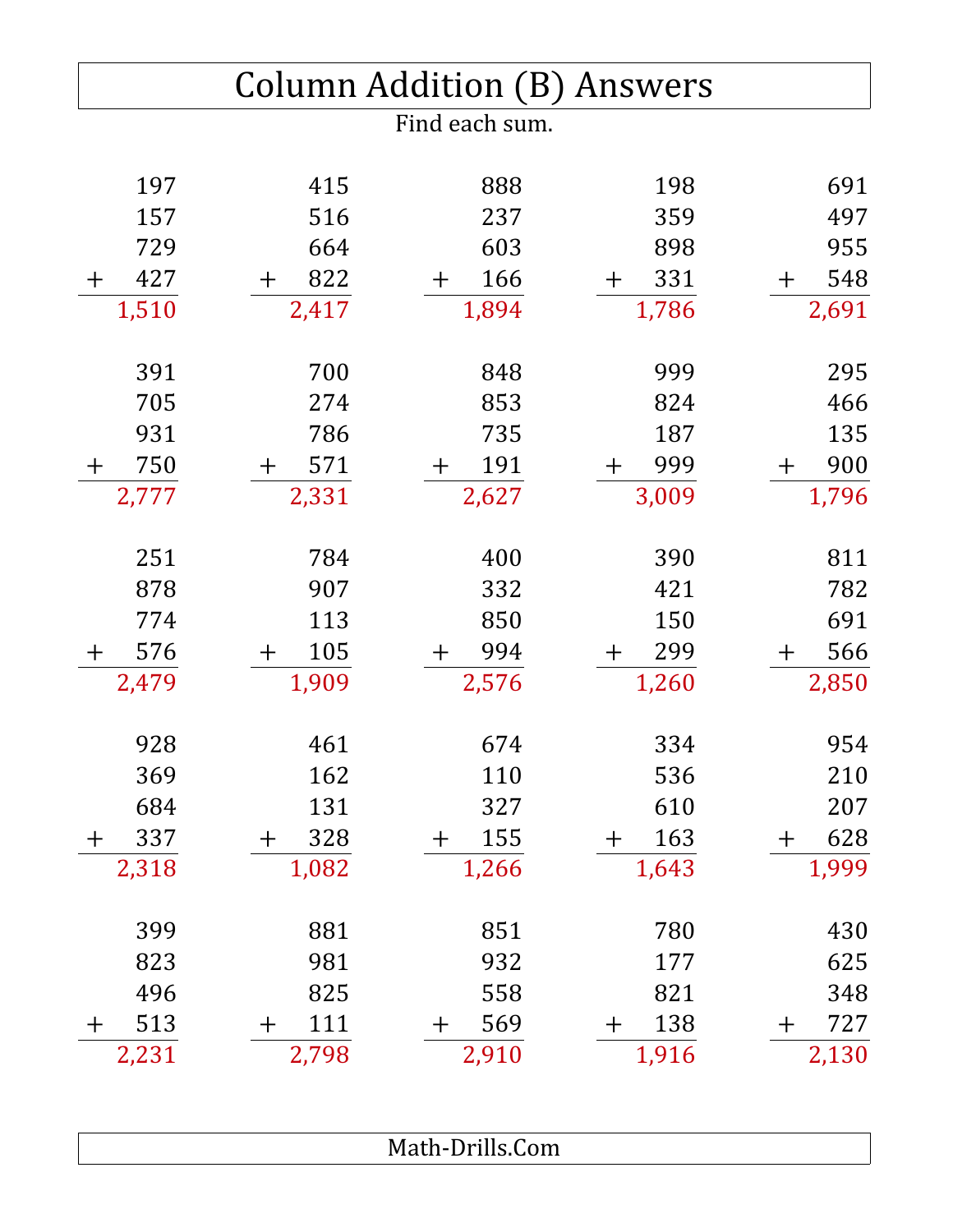# Column Addition (B) Answers

Find each sum.

| | | | | |
|---|---|---|---|---|
| 197 | 415 | 888 | 198 | 691 |
| 157 | 516 | 237 | 359 | 497 |
| 729 | 664 | 603 | 898 | 955 |
| + 427 | + 822 | + 166 | + 331 | + 548 |
| 1,510 | 2,417 | 1,894 | 1,786 | 2,691 |

| | | | | |
|---|---|---|---|---|
| 391 | 700 | 848 | 999 | 295 |
| 705 | 274 | 853 | 824 | 466 |
| 931 | 786 | 735 | 187 | 135 |
| + 750 | + 571 | + 191 | + 999 | + 900 |
| 2,777 | 2,331 | 2,627 | 3,009 | 1,796 |

| | | | | |
|---|---|---|---|---|
| 251 | 784 | 400 | 390 | 811 |
| 878 | 907 | 332 | 421 | 782 |
| 774 | 113 | 850 | 150 | 691 |
| + 576 | + 105 | + 994 | + 299 | + 566 |
| 2,479 | 1,909 | 2,576 | 1,260 | 2,850 |

| | | | | |
|---|---|---|---|---|
| 928 | 461 | 674 | 334 | 954 |
| 369 | 162 | 110 | 536 | 210 |
| 684 | 131 | 327 | 610 | 207 |
| + 337 | + 328 | + 155 | + 163 | + 628 |
| 2,318 | 1,082 | 1,266 | 1,643 | 1,999 |

| | | | | |
|---|---|---|---|---|
| 399 | 881 | 851 | 780 | 430 |
| 823 | 981 | 932 | 177 | 625 |
| 496 | 825 | 558 | 821 | 348 |
| + 513 | + 111 | + 569 | + 138 | + 727 |
| 2,231 | 2,798 | 2,910 | 1,916 | 2,130 |

Math-Drills.Com